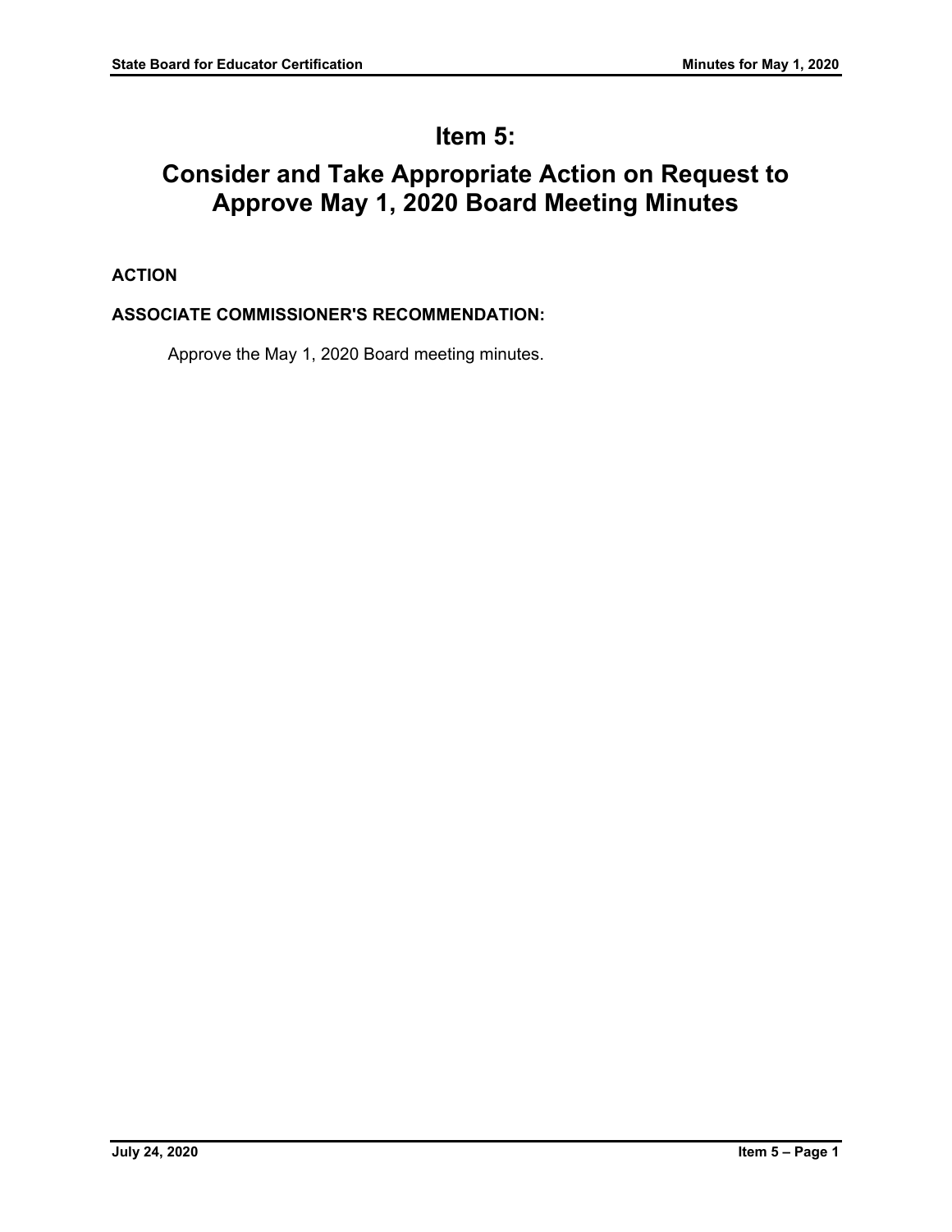# Item 5:

# Consider and Take Appropriate Action on Request to Approve May 1, 2020 Board Meeting Minutes

**ACTION**

**ASSOCIATE COMMISSIONER'S RECOMMENDATION:**

Approve the May 1, 2020 Board meeting minutes.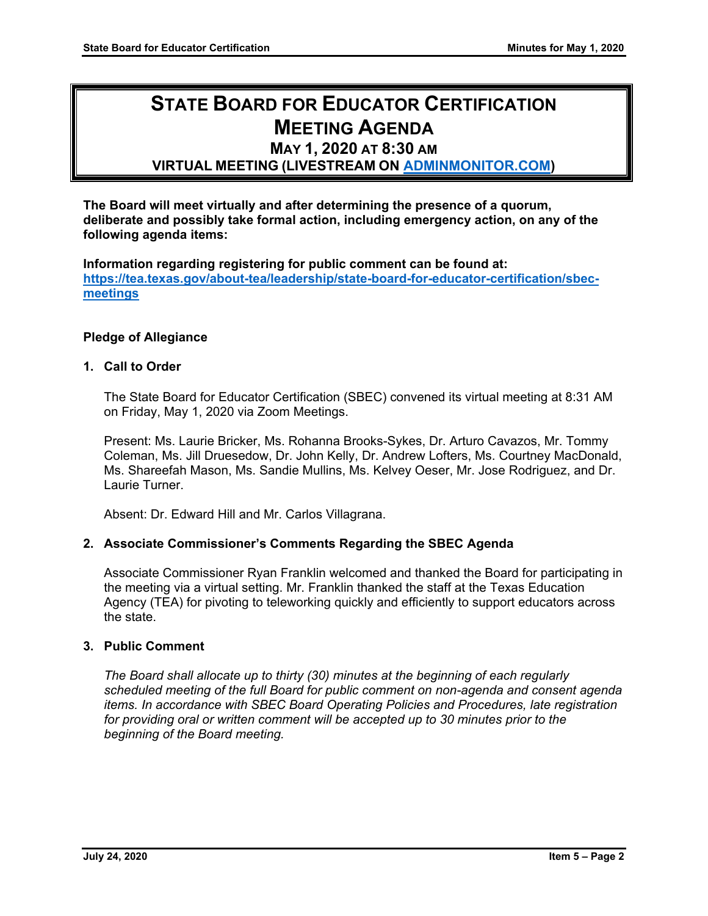# STATE BOARD FOR EDUCATOR CERTIFICATION MEETING AGENDA

## MAY 1, 2020 AT 8:30 AM

### VIRTUAL MEETING (LIVESTREAM ON [ADMINMONITOR.COM](ADMINMONITOR.COM))

**The Board will meet virtually and after determining the presence of a quorum, deliberate and possibly take formal action, including emergency action, on any of the following agenda items:**

**Information regarding registering for public comment can be found at: [https://tea.texas.gov/about-tea/leadership/state-board-for-educator-certification/sbec-meetings](https://tea.texas.gov/about-tea/leadership/state-board-for-educator-certification/sbec-meetings)**

**Pledge of Allegiance**

**1. Call to Order**

The State Board for Educator Certification (SBEC) convened its virtual meeting at 8:31 AM on Friday, May 1, 2020 via Zoom Meetings.

Present: Ms. Laurie Bricker, Ms. Rohanna Brooks-Sykes, Dr. Arturo Cavazos, Mr. Tommy Coleman, Ms. Jill Druesedow, Dr. John Kelly, Dr. Andrew Lofters, Ms. Courtney MacDonald, Ms. Shareefah Mason, Ms. Sandie Mullins, Ms. Kelvey Oeser, Mr. Jose Rodriguez, and Dr. Laurie Turner.

Absent: Dr. Edward Hill and Mr. Carlos Villagrana.

**2. Associate Commissioner's Comments Regarding the SBEC Agenda**

Associate Commissioner Ryan Franklin welcomed and thanked the Board for participating in the meeting via a virtual setting. Mr. Franklin thanked the staff at the Texas Education Agency (TEA) for pivoting to teleworking quickly and efficiently to support educators across the state.

**3. Public Comment**

*The Board shall allocate up to thirty (30) minutes at the beginning of each regularly scheduled meeting of the full Board for public comment on non-agenda and consent agenda items. In accordance with SBEC Board Operating Policies and Procedures, late registration for providing oral or written comment will be accepted up to 30 minutes prior to the beginning of the Board meeting.*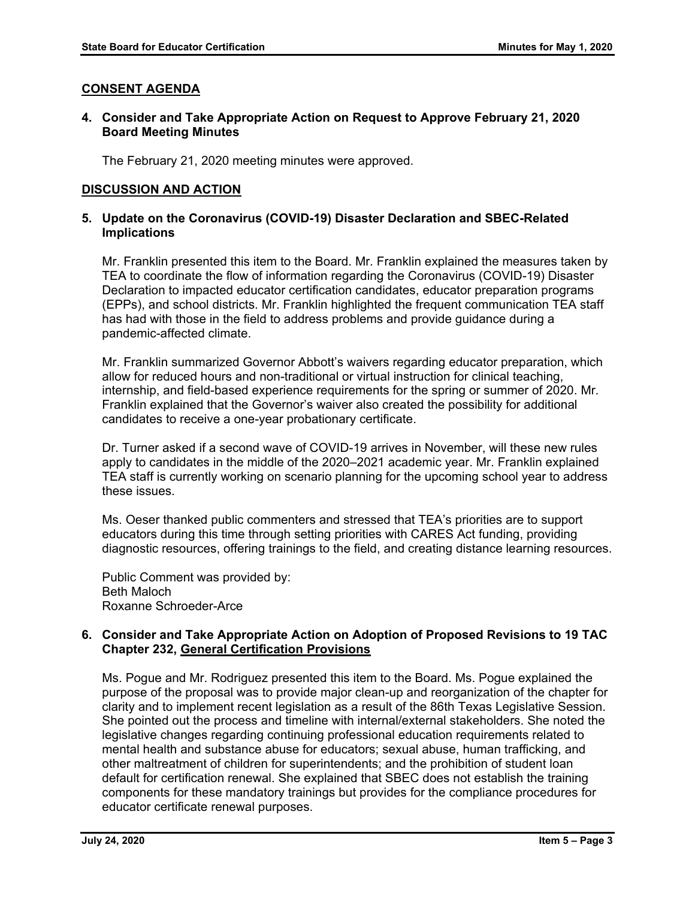## CONSENT AGENDA

### 4. Consider and Take Appropriate Action on Request to Approve February 21, 2020 Board Meeting Minutes

The February 21, 2020 meeting minutes were approved.

## DISCUSSION AND ACTION

### 5. Update on the Coronavirus (COVID-19) Disaster Declaration and SBEC-Related Implications

Mr. Franklin presented this item to the Board. Mr. Franklin explained the measures taken by TEA to coordinate the flow of information regarding the Coronavirus (COVID-19) Disaster Declaration to impacted educator certification candidates, educator preparation programs (EPPs), and school districts. Mr. Franklin highlighted the frequent communication TEA staff has had with those in the field to address problems and provide guidance during a pandemic-affected climate.

Mr. Franklin summarized Governor Abbott's waivers regarding educator preparation, which allow for reduced hours and non-traditional or virtual instruction for clinical teaching, internship, and field-based experience requirements for the spring or summer of 2020. Mr. Franklin explained that the Governor's waiver also created the possibility for additional candidates to receive a one-year probationary certificate.

Dr. Turner asked if a second wave of COVID-19 arrives in November, will these new rules apply to candidates in the middle of the 2020–2021 academic year. Mr. Franklin explained TEA staff is currently working on scenario planning for the upcoming school year to address these issues.

Ms. Oeser thanked public commenters and stressed that TEA's priorities are to support educators during this time through setting priorities with CARES Act funding, providing diagnostic resources, offering trainings to the field, and creating distance learning resources.

Public Comment was provided by:  
Beth Maloch  
Roxanne Schroeder-Arce

### 6. Consider and Take Appropriate Action on Adoption of Proposed Revisions to 19 TAC Chapter 232, General Certification Provisions

Ms. Pogue and Mr. Rodriguez presented this item to the Board. Ms. Pogue explained the purpose of the proposal was to provide major clean-up and reorganization of the chapter for clarity and to implement recent legislation as a result of the 86th Texas Legislative Session. She pointed out the process and timeline with internal/external stakeholders. She noted the legislative changes regarding continuing professional education requirements related to mental health and substance abuse for educators; sexual abuse, human trafficking, and other maltreatment of children for superintendents; and the prohibition of student loan default for certification renewal. She explained that SBEC does not establish the training components for these mandatory trainings but provides for the compliance procedures for educator certificate renewal purposes.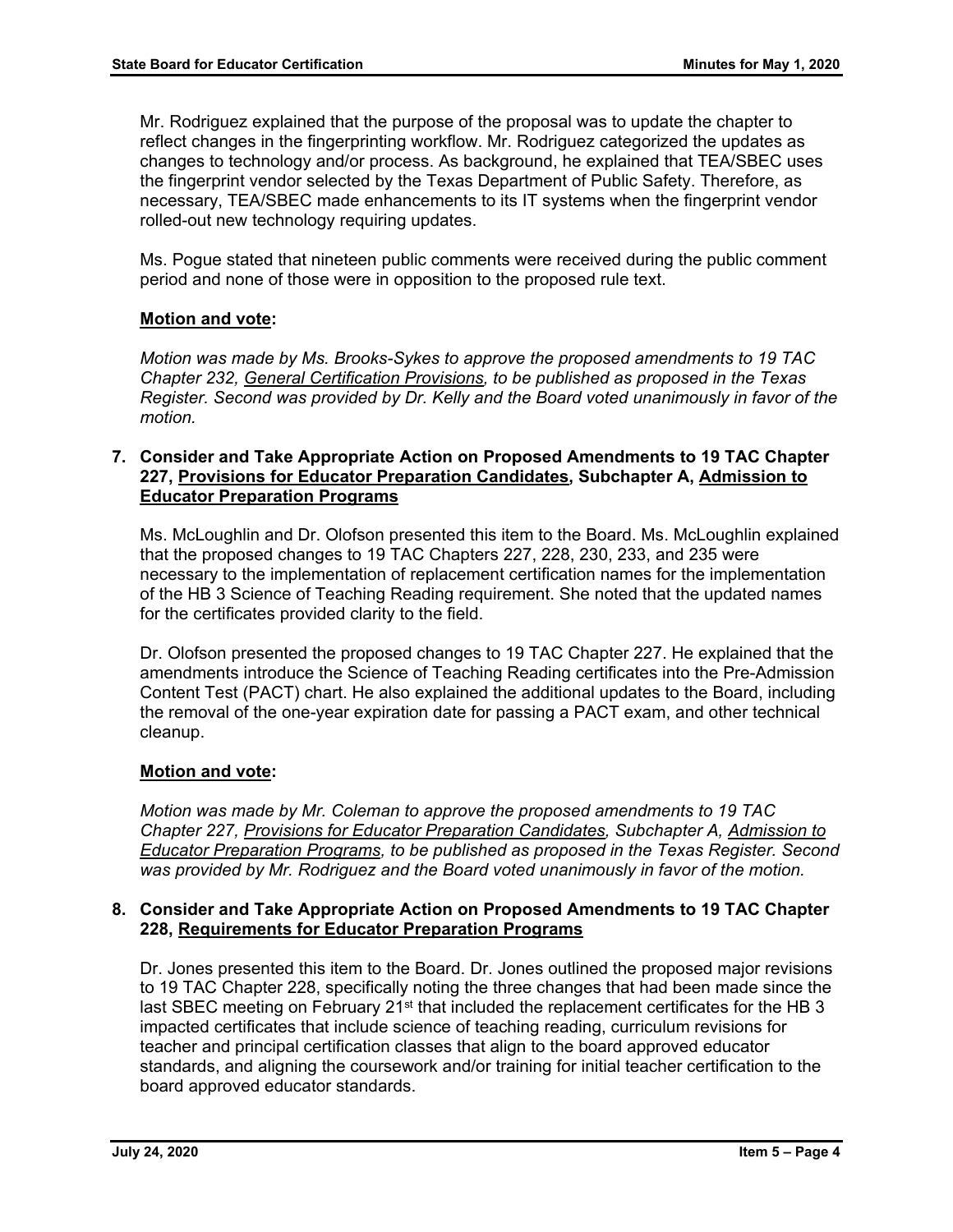Mr. Rodriguez explained that the purpose of the proposal was to update the chapter to reflect changes in the fingerprinting workflow. Mr. Rodriguez categorized the updates as changes to technology and/or process. As background, he explained that TEA/SBEC uses the fingerprint vendor selected by the Texas Department of Public Safety. Therefore, as necessary, TEA/SBEC made enhancements to its IT systems when the fingerprint vendor rolled-out new technology requiring updates.

Ms. Pogue stated that nineteen public comments were received during the public comment period and none of those were in opposition to the proposed rule text.

**Motion and vote:**

*Motion was made by Ms. Brooks-Sykes to approve the proposed amendments to 19 TAC Chapter 232, General Certification Provisions, to be published as proposed in the Texas Register. Second was provided by Dr. Kelly and the Board voted unanimously in favor of the motion.*

**7. Consider and Take Appropriate Action on Proposed Amendments to 19 TAC Chapter 227, Provisions for Educator Preparation Candidates, Subchapter A, Admission to Educator Preparation Programs**

Ms. McLoughlin and Dr. Olofson presented this item to the Board. Ms. McLoughlin explained that the proposed changes to 19 TAC Chapters 227, 228, 230, 233, and 235 were necessary to the implementation of replacement certification names for the implementation of the HB 3 Science of Teaching Reading requirement. She noted that the updated names for the certificates provided clarity to the field.

Dr. Olofson presented the proposed changes to 19 TAC Chapter 227. He explained that the amendments introduce the Science of Teaching Reading certificates into the Pre-Admission Content Test (PACT) chart. He also explained the additional updates to the Board, including the removal of the one-year expiration date for passing a PACT exam, and other technical cleanup.

**Motion and vote:**

*Motion was made by Mr. Coleman to approve the proposed amendments to 19 TAC Chapter 227, Provisions for Educator Preparation Candidates, Subchapter A, Admission to Educator Preparation Programs, to be published as proposed in the Texas Register. Second was provided by Mr. Rodriguez and the Board voted unanimously in favor of the motion.*

**8. Consider and Take Appropriate Action on Proposed Amendments to 19 TAC Chapter 228, Requirements for Educator Preparation Programs**

Dr. Jones presented this item to the Board. Dr. Jones outlined the proposed major revisions to 19 TAC Chapter 228, specifically noting the three changes that had been made since the last SBEC meeting on February 21st that included the replacement certificates for the HB 3 impacted certificates that include science of teaching reading, curriculum revisions for teacher and principal certification classes that align to the board approved educator standards, and aligning the coursework and/or training for initial teacher certification to the board approved educator standards.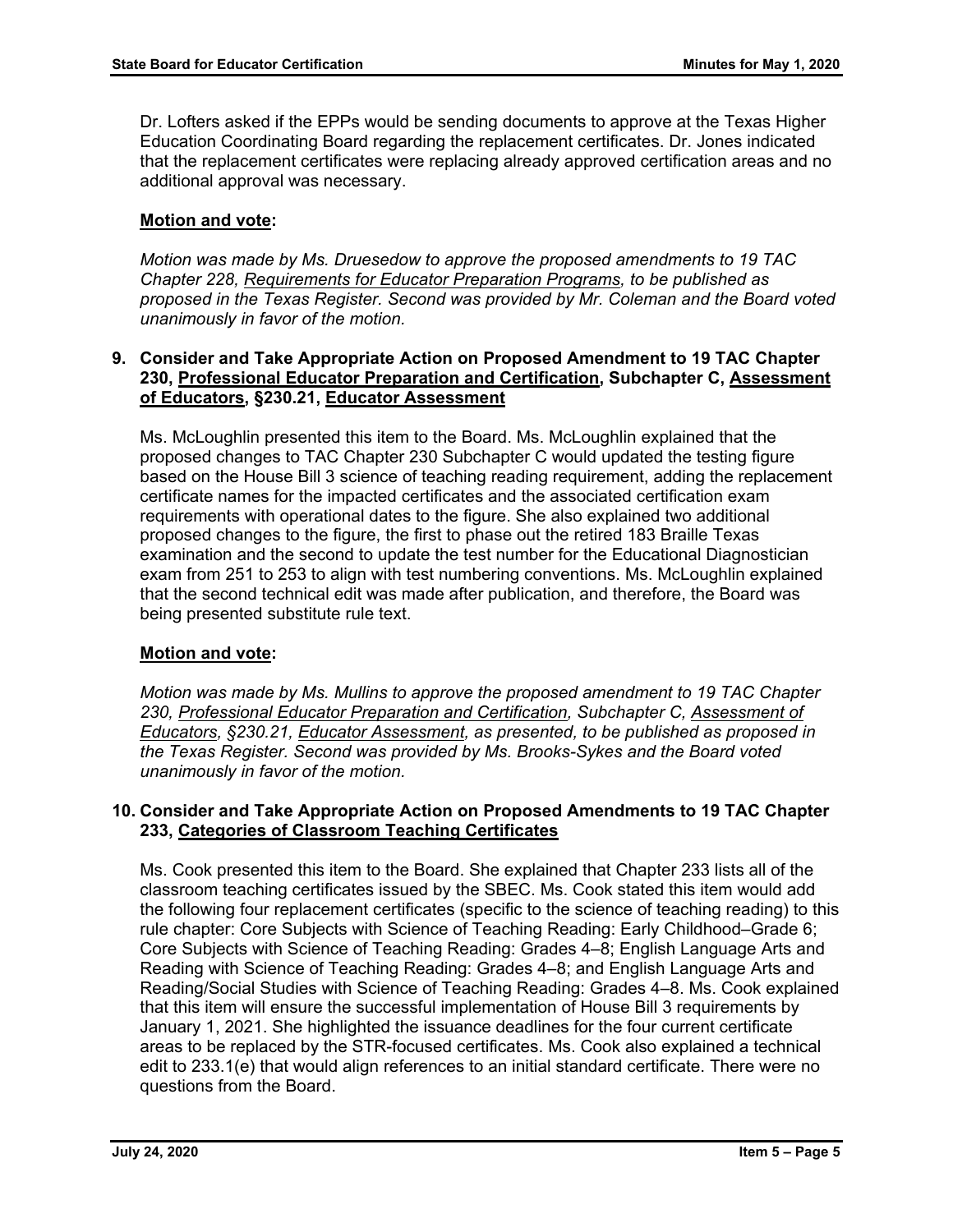Dr. Lofters asked if the EPPs would be sending documents to approve at the Texas Higher Education Coordinating Board regarding the replacement certificates. Dr. Jones indicated that the replacement certificates were replacing already approved certification areas and no additional approval was necessary.

**Motion and vote:**

*Motion was made by Ms. Druesedow to approve the proposed amendments to 19 TAC Chapter 228, Requirements for Educator Preparation Programs, to be published as proposed in the Texas Register. Second was provided by Mr. Coleman and the Board voted unanimously in favor of the motion.*

**9. Consider and Take Appropriate Action on Proposed Amendment to 19 TAC Chapter 230, Professional Educator Preparation and Certification, Subchapter C, Assessment of Educators, §230.21, Educator Assessment**

Ms. McLoughlin presented this item to the Board. Ms. McLoughlin explained that the proposed changes to TAC Chapter 230 Subchapter C would updated the testing figure based on the House Bill 3 science of teaching reading requirement, adding the replacement certificate names for the impacted certificates and the associated certification exam requirements with operational dates to the figure. She also explained two additional proposed changes to the figure, the first to phase out the retired 183 Braille Texas examination and the second to update the test number for the Educational Diagnostician exam from 251 to 253 to align with test numbering conventions. Ms. McLoughlin explained that the second technical edit was made after publication, and therefore, the Board was being presented substitute rule text.

**Motion and vote:**

*Motion was made by Ms. Mullins to approve the proposed amendment to 19 TAC Chapter 230, Professional Educator Preparation and Certification, Subchapter C, Assessment of Educators, §230.21, Educator Assessment, as presented, to be published as proposed in the Texas Register. Second was provided by Ms. Brooks-Sykes and the Board voted unanimously in favor of the motion.*

**10. Consider and Take Appropriate Action on Proposed Amendments to 19 TAC Chapter 233, Categories of Classroom Teaching Certificates**

Ms. Cook presented this item to the Board. She explained that Chapter 233 lists all of the classroom teaching certificates issued by the SBEC. Ms. Cook stated this item would add the following four replacement certificates (specific to the science of teaching reading) to this rule chapter: Core Subjects with Science of Teaching Reading: Early Childhood–Grade 6; Core Subjects with Science of Teaching Reading: Grades 4–8; English Language Arts and Reading with Science of Teaching Reading: Grades 4–8; and English Language Arts and Reading/Social Studies with Science of Teaching Reading: Grades 4–8. Ms. Cook explained that this item will ensure the successful implementation of House Bill 3 requirements by January 1, 2021. She highlighted the issuance deadlines for the four current certificate areas to be replaced by the STR-focused certificates. Ms. Cook also explained a technical edit to 233.1(e) that would align references to an initial standard certificate. There were no questions from the Board.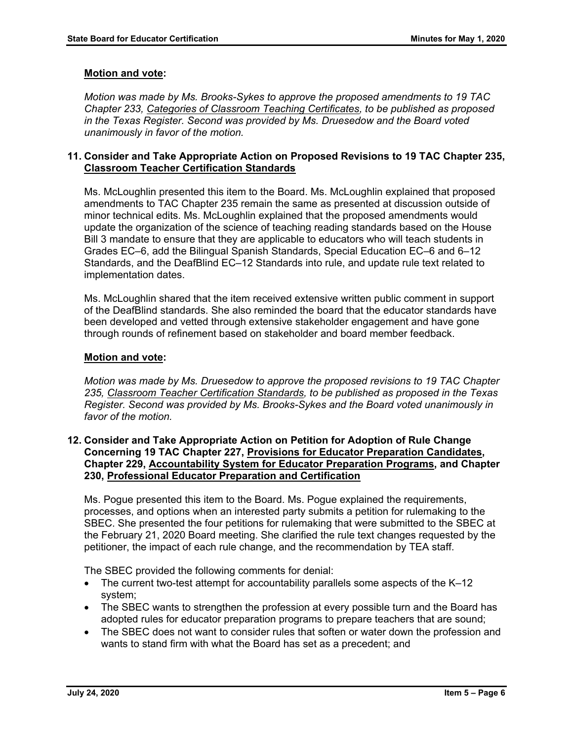**Motion and vote:**

*Motion was made by Ms. Brooks-Sykes to approve the proposed amendments to 19 TAC Chapter 233, Categories of Classroom Teaching Certificates, to be published as proposed in the Texas Register. Second was provided by Ms. Druesedow and the Board voted unanimously in favor of the motion.*

### 11. Consider and Take Appropriate Action on Proposed Revisions to 19 TAC Chapter 235, Classroom Teacher Certification Standards

Ms. McLoughlin presented this item to the Board. Ms. McLoughlin explained that proposed amendments to TAC Chapter 235 remain the same as presented at discussion outside of minor technical edits. Ms. McLoughlin explained that the proposed amendments would update the organization of the science of teaching reading standards based on the House Bill 3 mandate to ensure that they are applicable to educators who will teach students in Grades EC–6, add the Bilingual Spanish Standards, Special Education EC–6 and 6–12 Standards, and the DeafBlind EC–12 Standards into rule, and update rule text related to implementation dates.

Ms. McLoughlin shared that the item received extensive written public comment in support of the DeafBlind standards. She also reminded the board that the educator standards have been developed and vetted through extensive stakeholder engagement and have gone through rounds of refinement based on stakeholder and board member feedback.

**Motion and vote:**

*Motion was made by Ms. Druesedow to approve the proposed revisions to 19 TAC Chapter 235, Classroom Teacher Certification Standards, to be published as proposed in the Texas Register. Second was provided by Ms. Brooks-Sykes and the Board voted unanimously in favor of the motion.*

### 12. Consider and Take Appropriate Action on Petition for Adoption of Rule Change Concerning 19 TAC Chapter 227, Provisions for Educator Preparation Candidates, Chapter 229, Accountability System for Educator Preparation Programs, and Chapter 230, Professional Educator Preparation and Certification

Ms. Pogue presented this item to the Board. Ms. Pogue explained the requirements, processes, and options when an interested party submits a petition for rulemaking to the SBEC. She presented the four petitions for rulemaking that were submitted to the SBEC at the February 21, 2020 Board meeting. She clarified the rule text changes requested by the petitioner, the impact of each rule change, and the recommendation by TEA staff.

The SBEC provided the following comments for denial:

- The current two-test attempt for accountability parallels some aspects of the K–12 system;
- The SBEC wants to strengthen the profession at every possible turn and the Board has adopted rules for educator preparation programs to prepare teachers that are sound;
- The SBEC does not want to consider rules that soften or water down the profession and wants to stand firm with what the Board has set as a precedent; and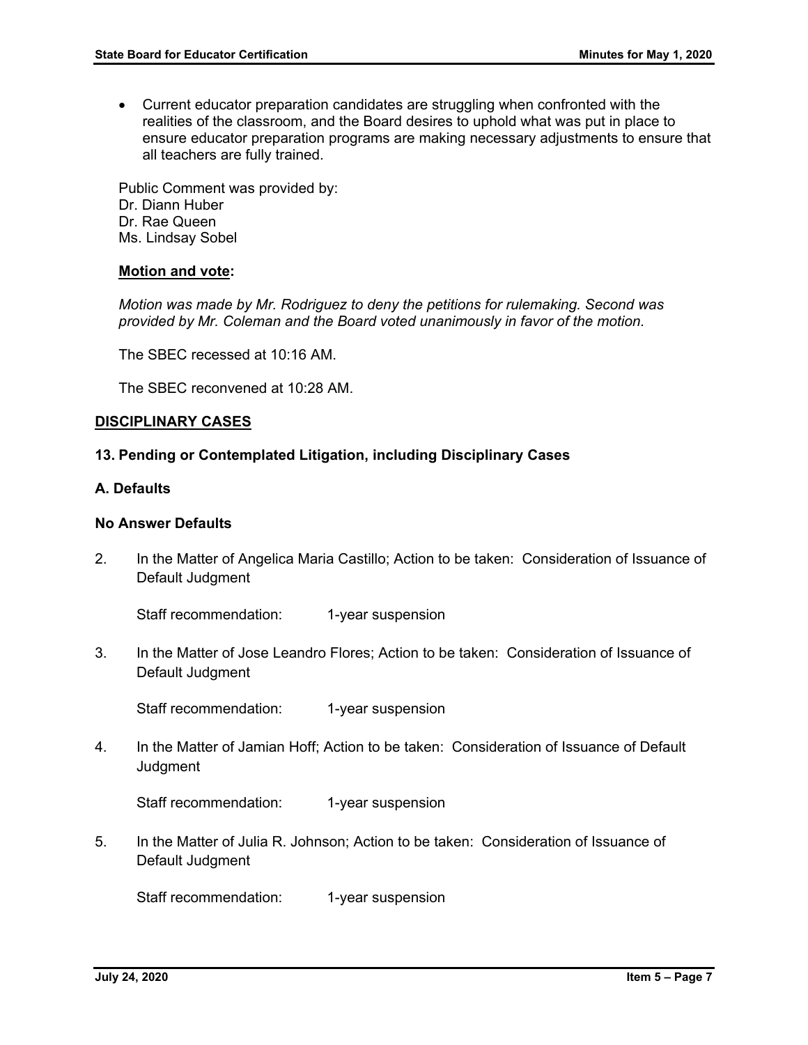- Current educator preparation candidates are struggling when confronted with the realities of the classroom, and the Board desires to uphold what was put in place to ensure educator preparation programs are making necessary adjustments to ensure that all teachers are fully trained.

Public Comment was provided by:
Dr. Diann Huber
Dr. Rae Queen
Ms. Lindsay Sobel

**Motion and vote:**

*Motion was made by Mr. Rodriguez to deny the petitions for rulemaking. Second was provided by Mr. Coleman and the Board voted unanimously in favor of the motion.*

The SBEC recessed at 10:16 AM.

The SBEC reconvened at 10:28 AM.

**DISCIPLINARY CASES**

**13. Pending or Contemplated Litigation, including Disciplinary Cases**

**A. Defaults**

**No Answer Defaults**

2. In the Matter of Angelica Maria Castillo; Action to be taken: Consideration of Issuance of Default Judgment

   Staff recommendation: 1-year suspension

3. In the Matter of Jose Leandro Flores; Action to be taken: Consideration of Issuance of Default Judgment

   Staff recommendation: 1-year suspension

4. In the Matter of Jamian Hoff; Action to be taken: Consideration of Issuance of Default Judgment

   Staff recommendation: 1-year suspension

5. In the Matter of Julia R. Johnson; Action to be taken: Consideration of Issuance of Default Judgment

   Staff recommendation: 1-year suspension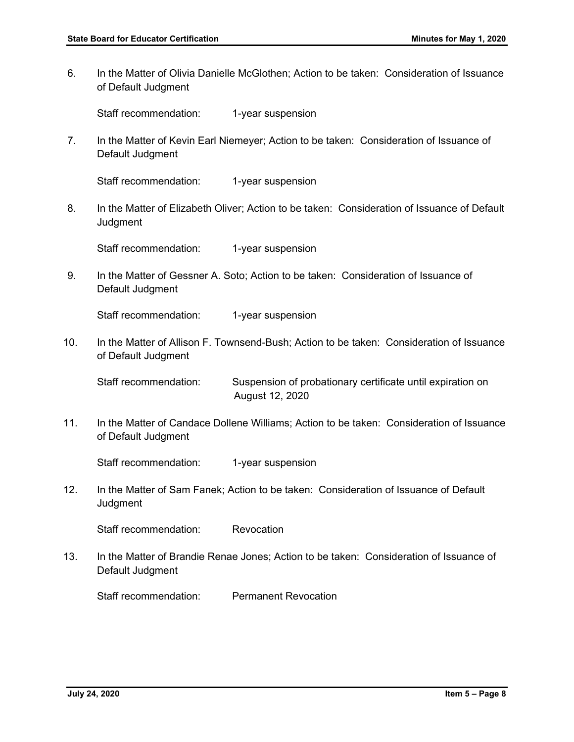6. In the Matter of Olivia Danielle McGlothen; Action to be taken: Consideration of Issuance of Default Judgment

   Staff recommendation: 1-year suspension

7. In the Matter of Kevin Earl Niemeyer; Action to be taken: Consideration of Issuance of Default Judgment

   Staff recommendation: 1-year suspension

8. In the Matter of Elizabeth Oliver; Action to be taken: Consideration of Issuance of Default Judgment

   Staff recommendation: 1-year suspension

9. In the Matter of Gessner A. Soto; Action to be taken: Consideration of Issuance of Default Judgment

   Staff recommendation: 1-year suspension

10. In the Matter of Allison F. Townsend-Bush; Action to be taken: Consideration of Issuance of Default Judgment

    Staff recommendation: Suspension of probationary certificate until expiration on August 12, 2020

11. In the Matter of Candace Dollene Williams; Action to be taken: Consideration of Issuance of Default Judgment

    Staff recommendation: 1-year suspension

12. In the Matter of Sam Fanek; Action to be taken: Consideration of Issuance of Default Judgment

    Staff recommendation: Revocation

13. In the Matter of Brandie Renae Jones; Action to be taken: Consideration of Issuance of Default Judgment

    Staff recommendation: Permanent Revocation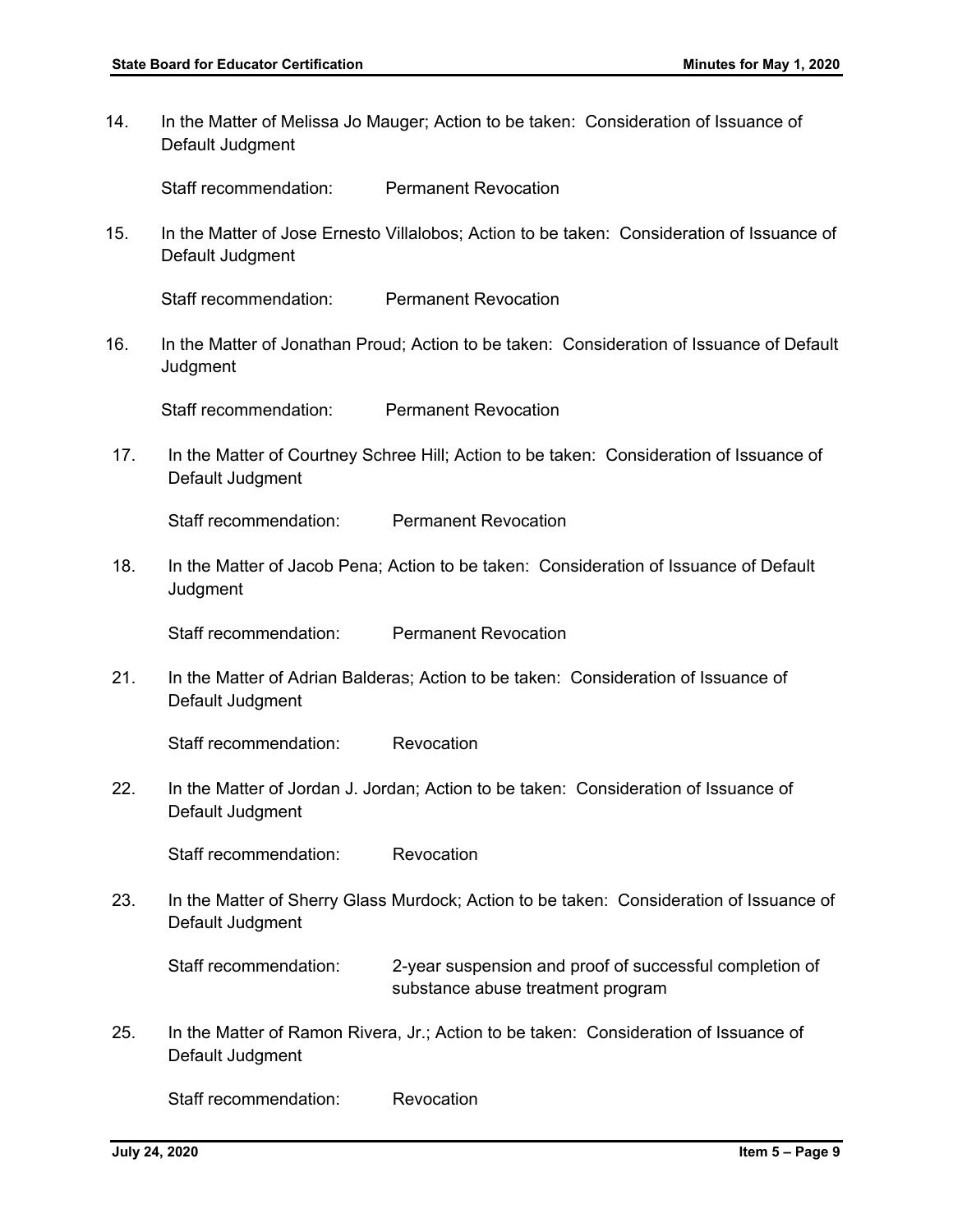14. In the Matter of Melissa Jo Mauger; Action to be taken: Consideration of Issuance of Default Judgment

    Staff recommendation: Permanent Revocation

15. In the Matter of Jose Ernesto Villalobos; Action to be taken: Consideration of Issuance of Default Judgment

    Staff recommendation: Permanent Revocation

16. In the Matter of Jonathan Proud; Action to be taken: Consideration of Issuance of Default Judgment

    Staff recommendation: Permanent Revocation

17. In the Matter of Courtney Schree Hill; Action to be taken: Consideration of Issuance of Default Judgment

    Staff recommendation: Permanent Revocation

18. In the Matter of Jacob Pena; Action to be taken: Consideration of Issuance of Default Judgment

    Staff recommendation: Permanent Revocation

21. In the Matter of Adrian Balderas; Action to be taken: Consideration of Issuance of Default Judgment

    Staff recommendation: Revocation

22. In the Matter of Jordan J. Jordan; Action to be taken: Consideration of Issuance of Default Judgment

    Staff recommendation: Revocation

23. In the Matter of Sherry Glass Murdock; Action to be taken: Consideration of Issuance of Default Judgment

    Staff recommendation: 2-year suspension and proof of successful completion of substance abuse treatment program

25. In the Matter of Ramon Rivera, Jr.; Action to be taken: Consideration of Issuance of Default Judgment

    Staff recommendation: Revocation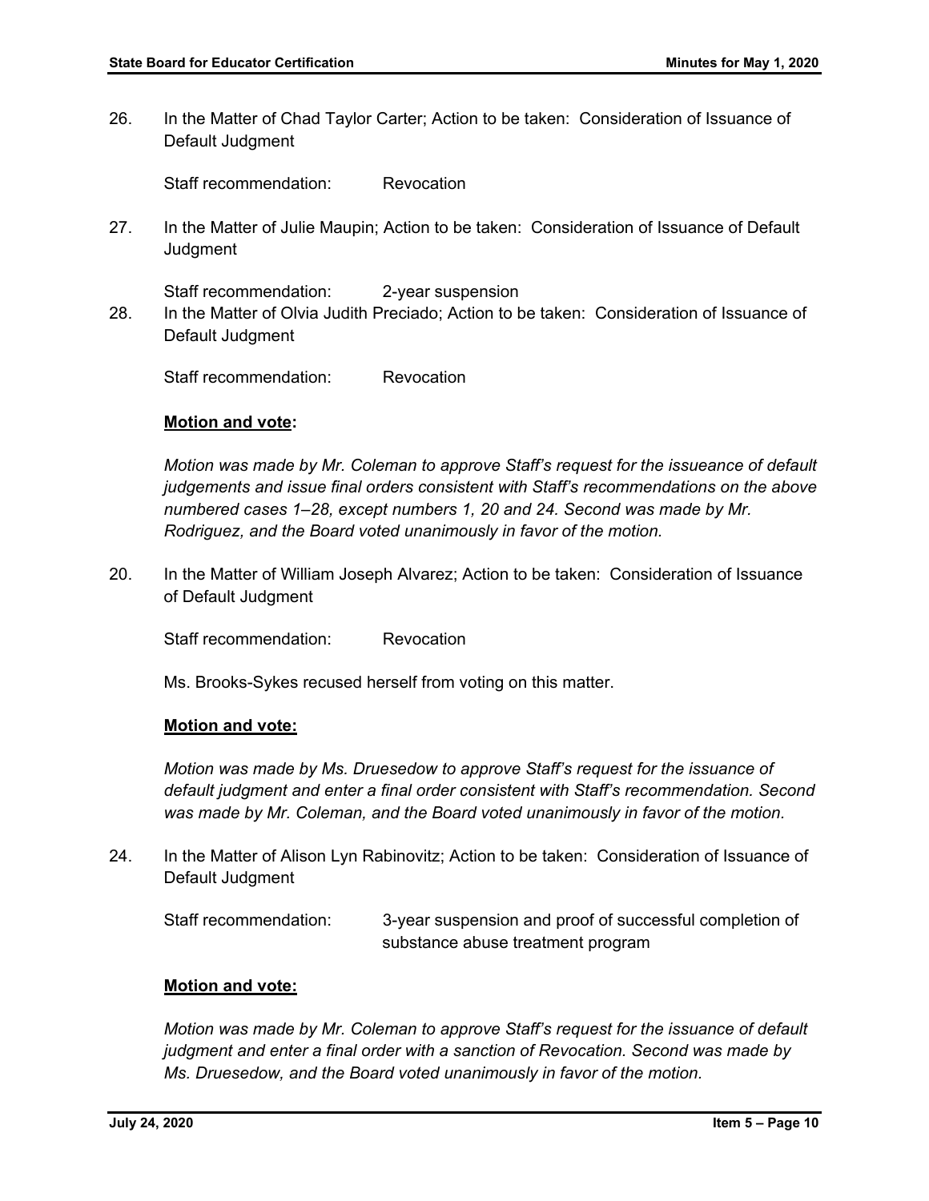26. In the Matter of Chad Taylor Carter; Action to be taken: Consideration of Issuance of Default Judgment

    Staff recommendation: Revocation

27. In the Matter of Julie Maupin; Action to be taken: Consideration of Issuance of Default Judgment

    Staff recommendation: 2-year suspension

28. In the Matter of Olvia Judith Preciado; Action to be taken: Consideration of Issuance of Default Judgment

    Staff recommendation: Revocation

**Motion and vote:**

*Motion was made by Mr. Coleman to approve Staff's request for the issueance of default judgements and issue final orders consistent with Staff's recommendations on the above numbered cases 1–28, except numbers 1, 20 and 24. Second was made by Mr. Rodriguez, and the Board voted unanimously in favor of the motion.*

20. In the Matter of William Joseph Alvarez; Action to be taken: Consideration of Issuance of Default Judgment

    Staff recommendation: Revocation

    Ms. Brooks-Sykes recused herself from voting on this matter.

**Motion and vote:**

*Motion was made by Ms. Druesedow to approve Staff's request for the issuance of default judgment and enter a final order consistent with Staff's recommendation. Second was made by Mr. Coleman, and the Board voted unanimously in favor of the motion.*

24. In the Matter of Alison Lyn Rabinovitz; Action to be taken: Consideration of Issuance of Default Judgment

    Staff recommendation: 3-year suspension and proof of successful completion of substance abuse treatment program

**Motion and vote:**

*Motion was made by Mr. Coleman to approve Staff's request for the issuance of default judgment and enter a final order with a sanction of Revocation. Second was made by Ms. Druesedow, and the Board voted unanimously in favor of the motion.*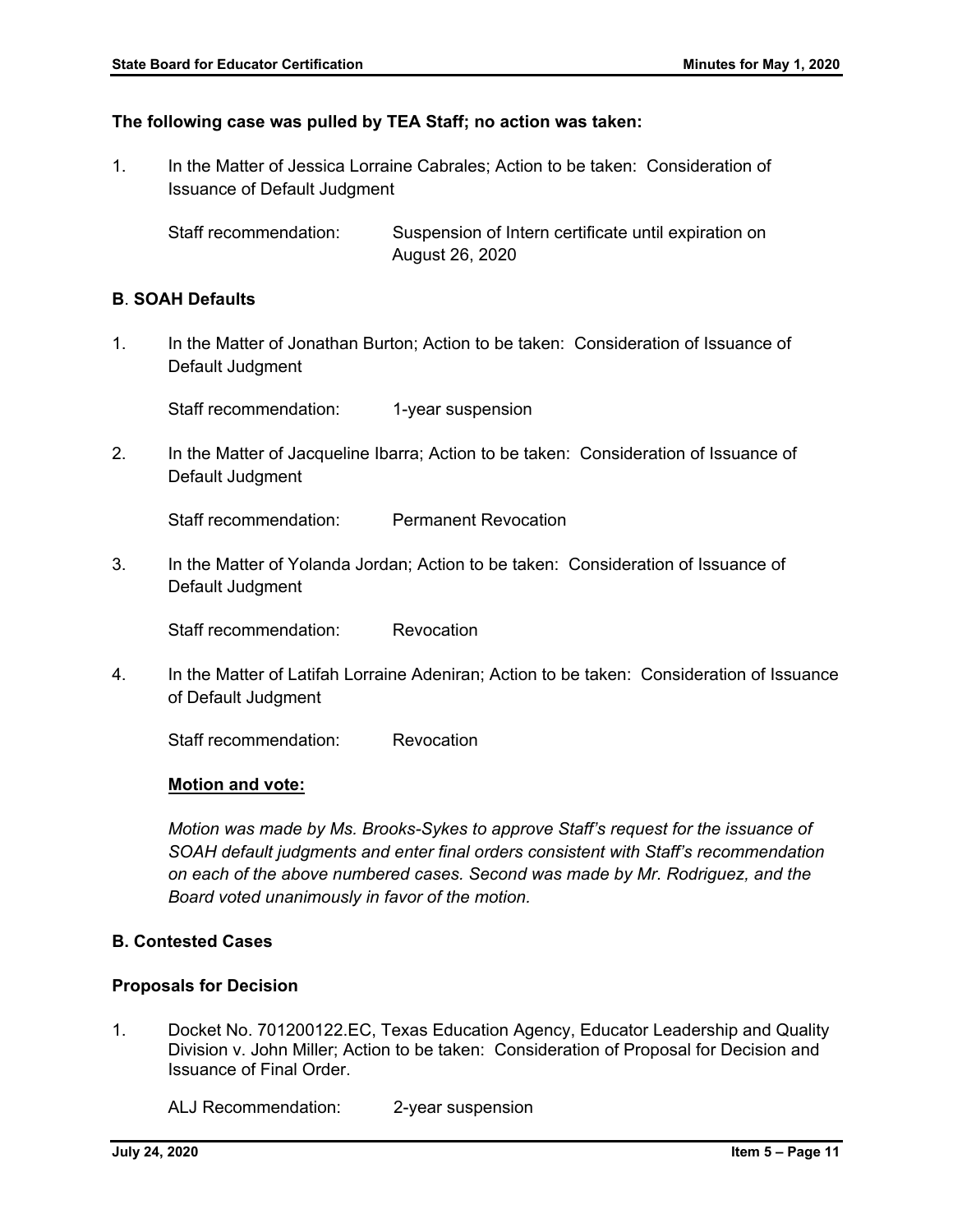**The following case was pulled by TEA Staff; no action was taken:**

1. In the Matter of Jessica Lorraine Cabrales; Action to be taken: Consideration of Issuance of Default Judgment

   Staff recommendation: Suspension of Intern certificate until expiration on August 26, 2020

**B. SOAH Defaults**

1. In the Matter of Jonathan Burton; Action to be taken: Consideration of Issuance of Default Judgment

   Staff recommendation: 1-year suspension

2. In the Matter of Jacqueline Ibarra; Action to be taken: Consideration of Issuance of Default Judgment

   Staff recommendation: Permanent Revocation

3. In the Matter of Yolanda Jordan; Action to be taken: Consideration of Issuance of Default Judgment

   Staff recommendation: Revocation

4. In the Matter of Latifah Lorraine Adeniran; Action to be taken: Consideration of Issuance of Default Judgment

   Staff recommendation: Revocation

   **Motion and vote:**

   *Motion was made by Ms. Brooks-Sykes to approve Staff's request for the issuance of SOAH default judgments and enter final orders consistent with Staff's recommendation on each of the above numbered cases. Second was made by Mr. Rodriguez, and the Board voted unanimously in favor of the motion.*

**B. Contested Cases**

**Proposals for Decision**

1. Docket No. 701200122.EC, Texas Education Agency, Educator Leadership and Quality Division v. John Miller; Action to be taken: Consideration of Proposal for Decision and Issuance of Final Order.

   ALJ Recommendation: 2-year suspension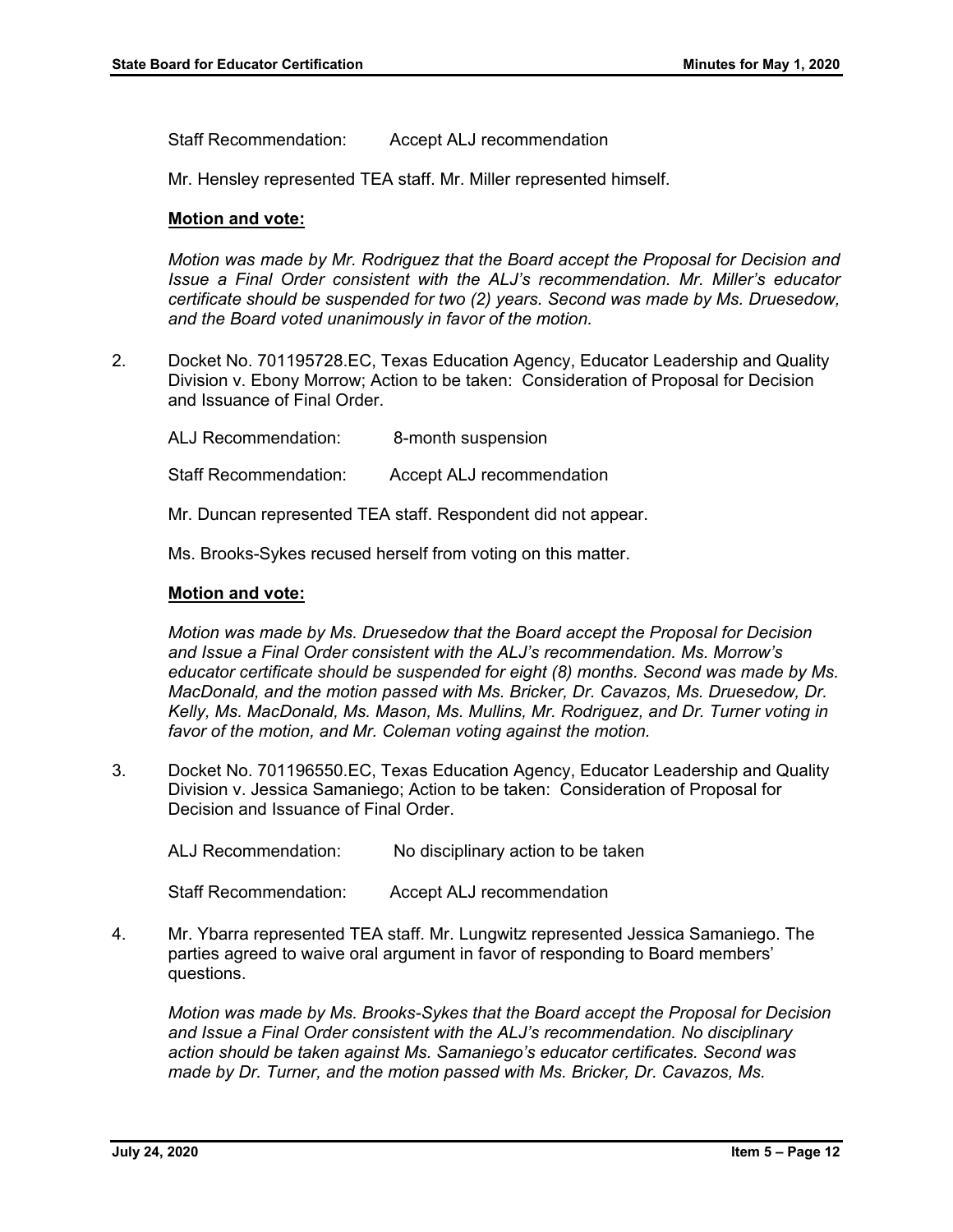Staff Recommendation: Accept ALJ recommendation

Mr. Hensley represented TEA staff. Mr. Miller represented himself.

**Motion and vote:**

*Motion was made by Mr. Rodriguez that the Board accept the Proposal for Decision and Issue a Final Order consistent with the ALJ's recommendation. Mr. Miller's educator certificate should be suspended for two (2) years. Second was made by Ms. Druesedow, and the Board voted unanimously in favor of the motion.*

2. Docket No. 701195728.EC, Texas Education Agency, Educator Leadership and Quality Division v. Ebony Morrow; Action to be taken: Consideration of Proposal for Decision and Issuance of Final Order.

   ALJ Recommendation: 8-month suspension

   Staff Recommendation: Accept ALJ recommendation

   Mr. Duncan represented TEA staff. Respondent did not appear.

   Ms. Brooks-Sykes recused herself from voting on this matter.

   **Motion and vote:**

   *Motion was made by Ms. Druesedow that the Board accept the Proposal for Decision and Issue a Final Order consistent with the ALJ's recommendation. Ms. Morrow's educator certificate should be suspended for eight (8) months. Second was made by Ms. MacDonald, and the motion passed with Ms. Bricker, Dr. Cavazos, Ms. Druesedow, Dr. Kelly, Ms. MacDonald, Ms. Mason, Ms. Mullins, Mr. Rodriguez, and Dr. Turner voting in favor of the motion, and Mr. Coleman voting against the motion.*

3. Docket No. 701196550.EC, Texas Education Agency, Educator Leadership and Quality Division v. Jessica Samaniego; Action to be taken: Consideration of Proposal for Decision and Issuance of Final Order.

   ALJ Recommendation: No disciplinary action to be taken

   Staff Recommendation: Accept ALJ recommendation

4. Mr. Ybarra represented TEA staff. Mr. Lungwitz represented Jessica Samaniego. The parties agreed to waive oral argument in favor of responding to Board members' questions.

   *Motion was made by Ms. Brooks-Sykes that the Board accept the Proposal for Decision and Issue a Final Order consistent with the ALJ's recommendation. No disciplinary action should be taken against Ms. Samaniego's educator certificates. Second was made by Dr. Turner, and the motion passed with Ms. Bricker, Dr. Cavazos, Ms.*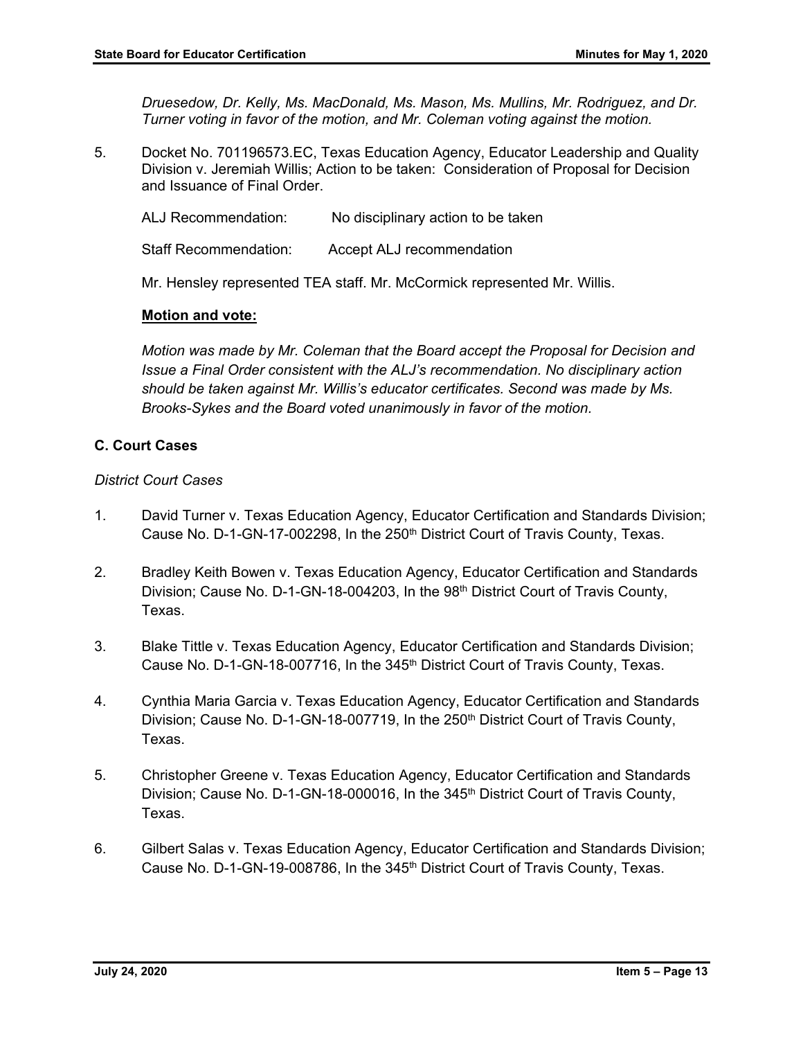*Druesedow, Dr. Kelly, Ms. MacDonald, Ms. Mason, Ms. Mullins, Mr. Rodriguez, and Dr. Turner voting in favor of the motion, and Mr. Coleman voting against the motion.*

5. Docket No. 701196573.EC, Texas Education Agency, Educator Leadership and Quality Division v. Jeremiah Willis; Action to be taken: Consideration of Proposal for Decision and Issuance of Final Order.

   ALJ Recommendation: No disciplinary action to be taken

   Staff Recommendation: Accept ALJ recommendation

   Mr. Hensley represented TEA staff. Mr. McCormick represented Mr. Willis.

   **Motion and vote:**

   *Motion was made by Mr. Coleman that the Board accept the Proposal for Decision and Issue a Final Order consistent with the ALJ's recommendation. No disciplinary action should be taken against Mr. Willis's educator certificates. Second was made by Ms. Brooks-Sykes and the Board voted unanimously in favor of the motion.*

### C. Court Cases

*District Court Cases*

1. David Turner v. Texas Education Agency, Educator Certification and Standards Division; Cause No. D-1-GN-17-002298, In the 250th District Court of Travis County, Texas.

2. Bradley Keith Bowen v. Texas Education Agency, Educator Certification and Standards Division; Cause No. D-1-GN-18-004203, In the 98th District Court of Travis County, Texas.

3. Blake Tittle v. Texas Education Agency, Educator Certification and Standards Division; Cause No. D-1-GN-18-007716, In the 345th District Court of Travis County, Texas.

4. Cynthia Maria Garcia v. Texas Education Agency, Educator Certification and Standards Division; Cause No. D-1-GN-18-007719, In the 250th District Court of Travis County, Texas.

5. Christopher Greene v. Texas Education Agency, Educator Certification and Standards Division; Cause No. D-1-GN-18-000016, In the 345th District Court of Travis County, Texas.

6. Gilbert Salas v. Texas Education Agency, Educator Certification and Standards Division; Cause No. D-1-GN-19-008786, In the 345th District Court of Travis County, Texas.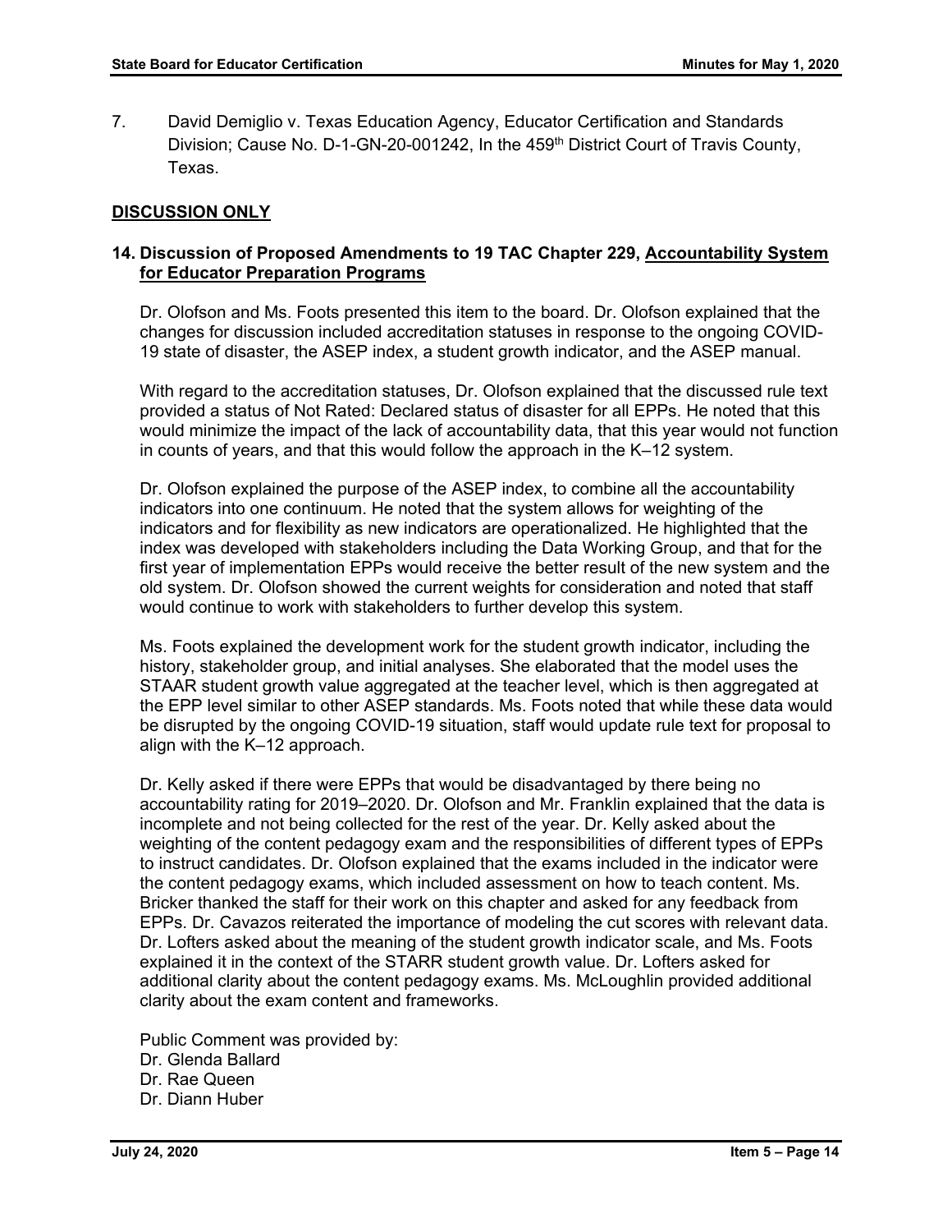7. David Demiglio v. Texas Education Agency, Educator Certification and Standards Division; Cause No. D-1-GN-20-001242, In the 459th District Court of Travis County, Texas.

**DISCUSSION ONLY**

**14. Discussion of Proposed Amendments to 19 TAC Chapter 229, Accountability System for Educator Preparation Programs**

Dr. Olofson and Ms. Foots presented this item to the board. Dr. Olofson explained that the changes for discussion included accreditation statuses in response to the ongoing COVID-19 state of disaster, the ASEP index, a student growth indicator, and the ASEP manual.

With regard to the accreditation statuses, Dr. Olofson explained that the discussed rule text provided a status of Not Rated: Declared status of disaster for all EPPs. He noted that this would minimize the impact of the lack of accountability data, that this year would not function in counts of years, and that this would follow the approach in the K–12 system.

Dr. Olofson explained the purpose of the ASEP index, to combine all the accountability indicators into one continuum. He noted that the system allows for weighting of the indicators and for flexibility as new indicators are operationalized. He highlighted that the index was developed with stakeholders including the Data Working Group, and that for the first year of implementation EPPs would receive the better result of the new system and the old system. Dr. Olofson showed the current weights for consideration and noted that staff would continue to work with stakeholders to further develop this system.

Ms. Foots explained the development work for the student growth indicator, including the history, stakeholder group, and initial analyses. She elaborated that the model uses the STAAR student growth value aggregated at the teacher level, which is then aggregated at the EPP level similar to other ASEP standards. Ms. Foots noted that while these data would be disrupted by the ongoing COVID-19 situation, staff would update rule text for proposal to align with the K–12 approach.

Dr. Kelly asked if there were EPPs that would be disadvantaged by there being no accountability rating for 2019–2020. Dr. Olofson and Mr. Franklin explained that the data is incomplete and not being collected for the rest of the year. Dr. Kelly asked about the weighting of the content pedagogy exam and the responsibilities of different types of EPPs to instruct candidates. Dr. Olofson explained that the exams included in the indicator were the content pedagogy exams, which included assessment on how to teach content. Ms. Bricker thanked the staff for their work on this chapter and asked for any feedback from EPPs. Dr. Cavazos reiterated the importance of modeling the cut scores with relevant data. Dr. Lofters asked about the meaning of the student growth indicator scale, and Ms. Foots explained it in the context of the STARR student growth value. Dr. Lofters asked for additional clarity about the content pedagogy exams. Ms. McLoughlin provided additional clarity about the exam content and frameworks.

Public Comment was provided by:
Dr. Glenda Ballard
Dr. Rae Queen
Dr. Diann Huber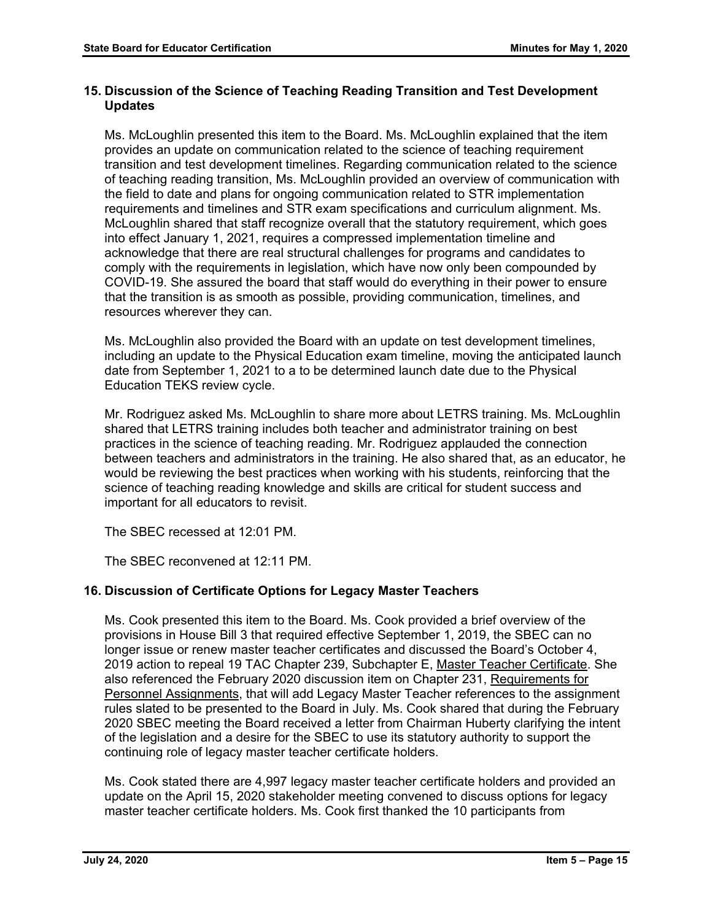### 15. Discussion of the Science of Teaching Reading Transition and Test Development Updates

Ms. McLoughlin presented this item to the Board. Ms. McLoughlin explained that the item provides an update on communication related to the science of teaching requirement transition and test development timelines. Regarding communication related to the science of teaching reading transition, Ms. McLoughlin provided an overview of communication with the field to date and plans for ongoing communication related to STR implementation requirements and timelines and STR exam specifications and curriculum alignment. Ms. McLoughlin shared that staff recognize overall that the statutory requirement, which goes into effect January 1, 2021, requires a compressed implementation timeline and acknowledge that there are real structural challenges for programs and candidates to comply with the requirements in legislation, which have now only been compounded by COVID-19. She assured the board that staff would do everything in their power to ensure that the transition is as smooth as possible, providing communication, timelines, and resources wherever they can.

Ms. McLoughlin also provided the Board with an update on test development timelines, including an update to the Physical Education exam timeline, moving the anticipated launch date from September 1, 2021 to a to be determined launch date due to the Physical Education TEKS review cycle.

Mr. Rodriguez asked Ms. McLoughlin to share more about LETRS training. Ms. McLoughlin shared that LETRS training includes both teacher and administrator training on best practices in the science of teaching reading. Mr. Rodriguez applauded the connection between teachers and administrators in the training. He also shared that, as an educator, he would be reviewing the best practices when working with his students, reinforcing that the science of teaching reading knowledge and skills are critical for student success and important for all educators to revisit.

The SBEC recessed at 12:01 PM.

The SBEC reconvened at 12:11 PM.

### 16. Discussion of Certificate Options for Legacy Master Teachers

Ms. Cook presented this item to the Board. Ms. Cook provided a brief overview of the provisions in House Bill 3 that required effective September 1, 2019, the SBEC can no longer issue or renew master teacher certificates and discussed the Board's October 4, 2019 action to repeal 19 TAC Chapter 239, Subchapter E, Master Teacher Certificate. She also referenced the February 2020 discussion item on Chapter 231, Requirements for Personnel Assignments, that will add Legacy Master Teacher references to the assignment rules slated to be presented to the Board in July. Ms. Cook shared that during the February 2020 SBEC meeting the Board received a letter from Chairman Huberty clarifying the intent of the legislation and a desire for the SBEC to use its statutory authority to support the continuing role of legacy master teacher certificate holders.

Ms. Cook stated there are 4,997 legacy master teacher certificate holders and provided an update on the April 15, 2020 stakeholder meeting convened to discuss options for legacy master teacher certificate holders. Ms. Cook first thanked the 10 participants from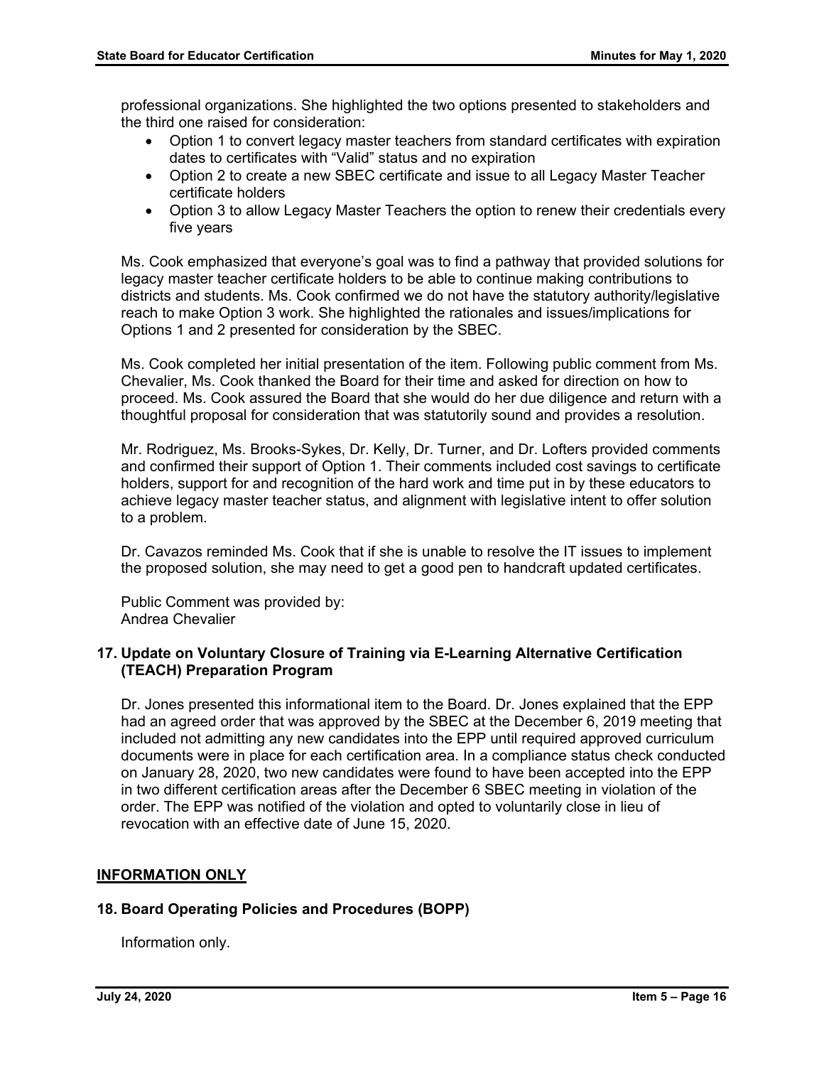professional organizations. She highlighted the two options presented to stakeholders and the third one raised for consideration:

- Option 1 to convert legacy master teachers from standard certificates with expiration dates to certificates with "Valid" status and no expiration
- Option 2 to create a new SBEC certificate and issue to all Legacy Master Teacher certificate holders
- Option 3 to allow Legacy Master Teachers the option to renew their credentials every five years

Ms. Cook emphasized that everyone's goal was to find a pathway that provided solutions for legacy master teacher certificate holders to be able to continue making contributions to districts and students. Ms. Cook confirmed we do not have the statutory authority/legislative reach to make Option 3 work. She highlighted the rationales and issues/implications for Options 1 and 2 presented for consideration by the SBEC.

Ms. Cook completed her initial presentation of the item. Following public comment from Ms. Chevalier, Ms. Cook thanked the Board for their time and asked for direction on how to proceed. Ms. Cook assured the Board that she would do her due diligence and return with a thoughtful proposal for consideration that was statutorily sound and provides a resolution.

Mr. Rodriguez, Ms. Brooks-Sykes, Dr. Kelly, Dr. Turner, and Dr. Lofters provided comments and confirmed their support of Option 1. Their comments included cost savings to certificate holders, support for and recognition of the hard work and time put in by these educators to achieve legacy master teacher status, and alignment with legislative intent to offer solution to a problem.

Dr. Cavazos reminded Ms. Cook that if she is unable to resolve the IT issues to implement the proposed solution, she may need to get a good pen to handcraft updated certificates.

Public Comment was provided by:
Andrea Chevalier

### 17. Update on Voluntary Closure of Training via E-Learning Alternative Certification (TEACH) Preparation Program

Dr. Jones presented this informational item to the Board. Dr. Jones explained that the EPP had an agreed order that was approved by the SBEC at the December 6, 2019 meeting that included not admitting any new candidates into the EPP until required approved curriculum documents were in place for each certification area. In a compliance status check conducted on January 28, 2020, two new candidates were found to have been accepted into the EPP in two different certification areas after the December 6 SBEC meeting in violation of the order. The EPP was notified of the violation and opted to voluntarily close in lieu of revocation with an effective date of June 15, 2020.

## INFORMATION ONLY

### 18. Board Operating Policies and Procedures (BOPP)

Information only.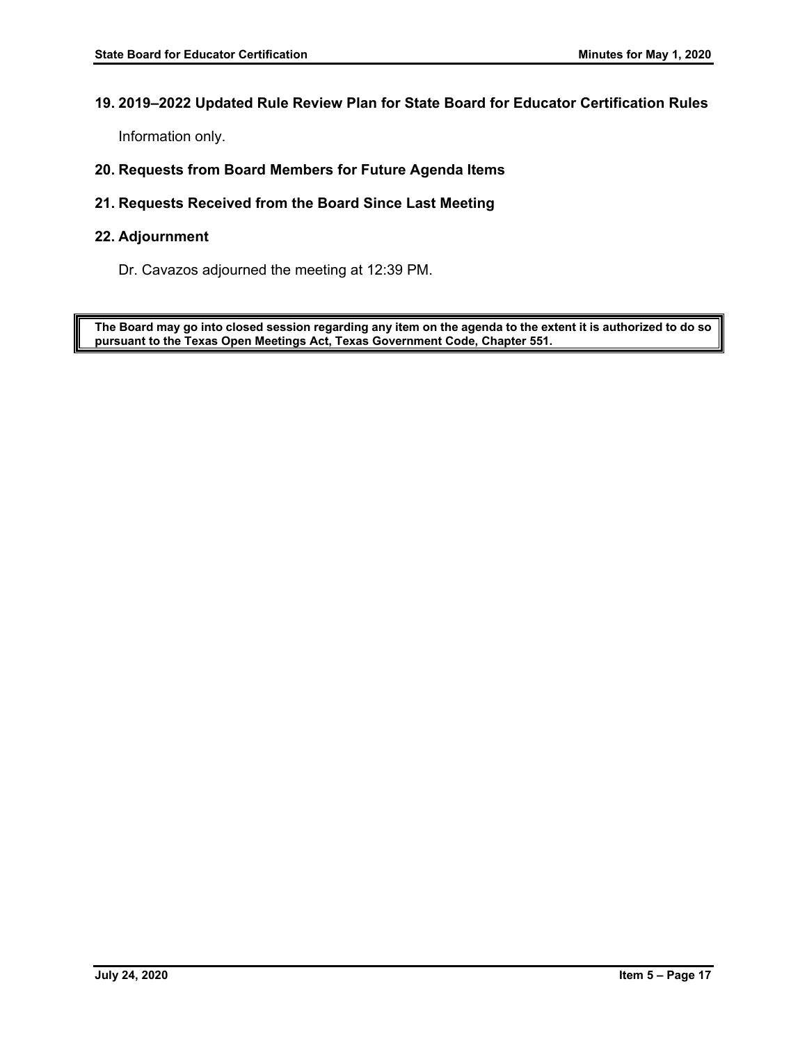## 19. 2019–2022 Updated Rule Review Plan for State Board for Educator Certification Rules

Information only.

## 20. Requests from Board Members for Future Agenda Items

## 21. Requests Received from the Board Since Last Meeting

## 22. Adjournment

Dr. Cavazos adjourned the meeting at 12:39 PM.

**The Board may go into closed session regarding any item on the agenda to the extent it is authorized to do so pursuant to the Texas Open Meetings Act, Texas Government Code, Chapter 551.**